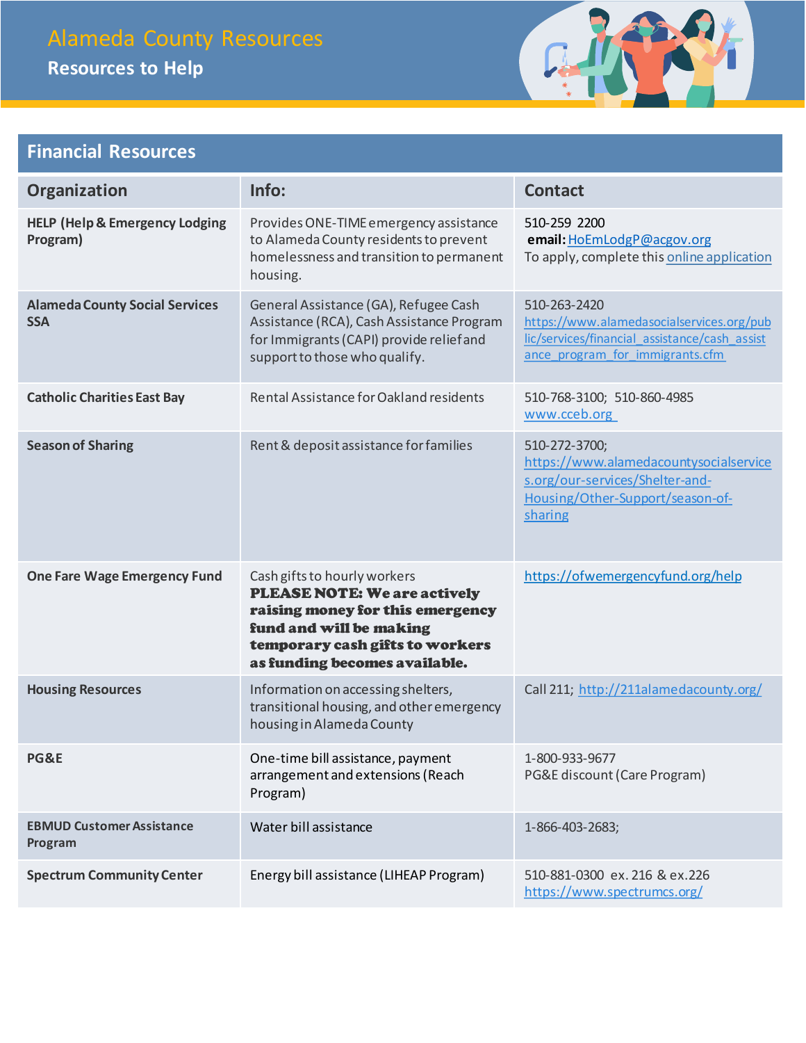# Alameda County Resources

## Resources to Help

### Financial Resources

| Organization | Info: | Contact |
|---|---|---|
| **HELP (Help & Emergency Lodging Program)** | Provides ONE-TIME emergency assistance to Alameda County residents to prevent homelessness and transition to permanent housing. | 510-259 2200<br>**email:** HoEmLodgP@acgov.org<br>To apply, complete this online application |
| **Alameda County Social Services SSA** | General Assistance (GA), Refugee Cash Assistance (RCA), Cash Assistance Program for Immigrants (CAPI) provide relief and support to those who qualify. | 510-263-2420<br>https://www.alamedasocialservices.org/public/services/financial_assistance/cash_assistance_program_for_immigrants.cfm |
| **Catholic Charities East Bay** | Rental Assistance for Oakland residents | 510-768-3100; 510-860-4985<br>www.cceb.org |
| **Season of Sharing** | Rent & deposit assistance for families | 510-272-3700;<br>https://www.alamedacountysocialservices.org/our-services/Shelter-and-Housing/Other-Support/season-of-sharing |
| **One Fare Wage Emergency Fund** | Cash gifts to hourly workers<br>**PLEASE NOTE: We are actively raising money for this emergency fund and will be making temporary cash gifts to workers as funding becomes available.** | https://ofwemergencyfund.org/help |
| **Housing Resources** | Information on accessing shelters, transitional housing, and other emergency housing in Alameda County | Call 211; http://211alamedacounty.org/ |
| **PG&E** | One-time bill assistance, payment arrangement and extensions (Reach Program) | 1-800-933-9677<br>PG&E discount (Care Program) |
| **EBMUD Customer Assistance Program** | Water bill assistance | 1-866-403-2683; |
| **Spectrum Community Center** | Energy bill assistance (LIHEAP Program) | 510-881-0300 ex. 216 & ex.226<br>https://www.spectrumcs.org/ |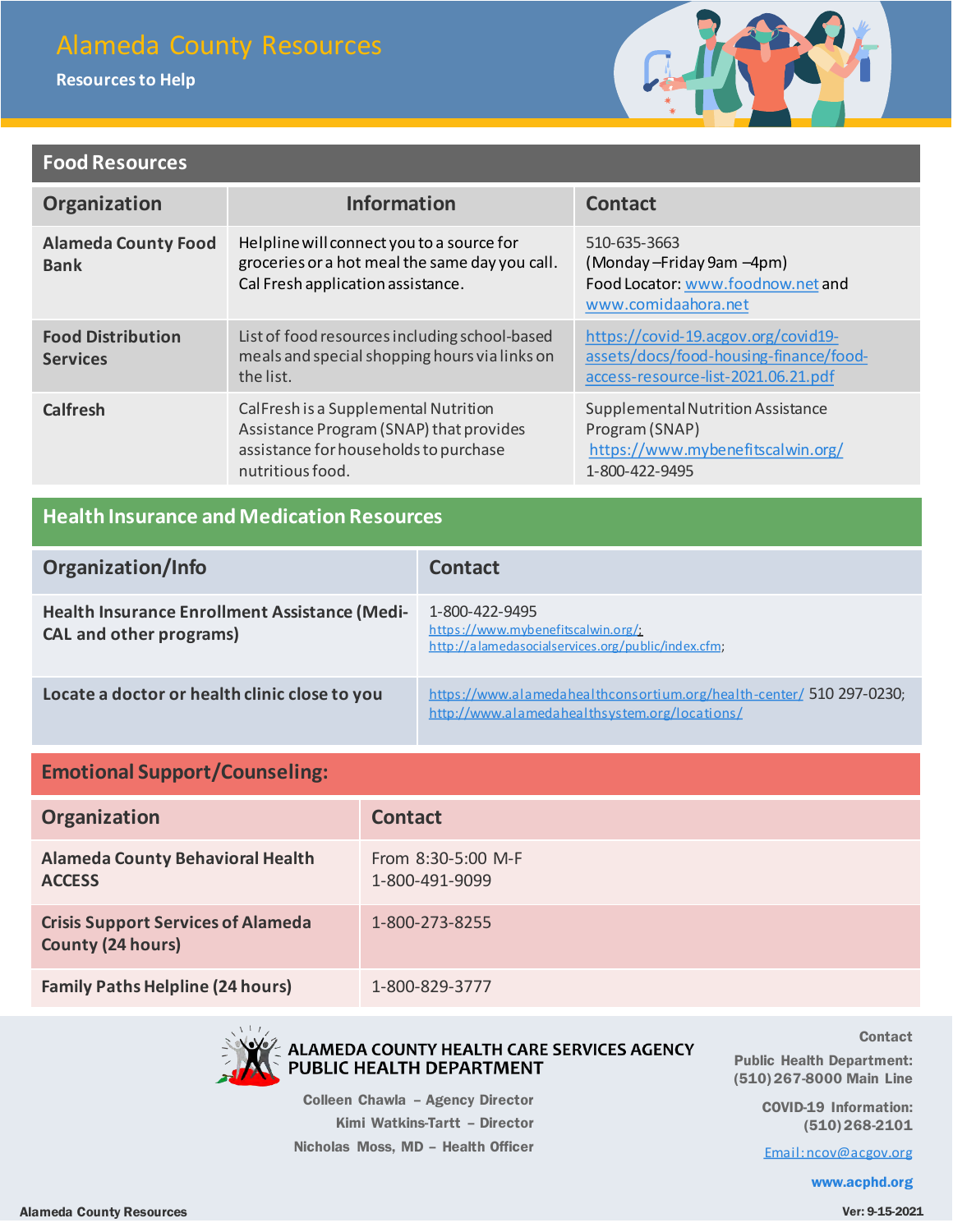# Alameda County Resources

**Resources to Help**

## Food Resources

| Organization | Information | Contact |
| --- | --- | --- |
| **Alameda County Food Bank** | Helpline will connect you to a source for groceries or a hot meal the same day you call. Cal Fresh application assistance. | 510-635-3663 (Monday –Friday 9am –4pm) Food Locator: www.foodnow.net and www.comidaahora.net |
| **Food Distribution Services** | List of food resources including school-based meals and special shopping hours via links on the list. | https://covid-19.acgov.org/covid19-assets/docs/food-housing-finance/food-access-resource-list-2021.06.21.pdf |
| **Calfresh** | CalFresh is a Supplemental Nutrition Assistance Program (SNAP) that provides assistance for households to purchase nutritious food. | Supplemental Nutrition Assistance Program (SNAP) https://www.mybenefitscalwin.org/ 1-800-422-9495 |

## Health Insurance and Medication Resources

| Organization/Info | Contact |
| --- | --- |
| **Health Insurance Enrollment Assistance (Medi-CAL and other programs)** | 1-800-422-9495 https://www.mybenefitscalwin.org/; http://alamedasocialservices.org/public/index.cfm; |
| **Locate a doctor or health clinic close to you** | https://www.alamedahealthconsortium.org/health-center/ 510 297-0230; http://www.alamedahealthsystem.org/locations/ |

## Emotional Support/Counseling:

| Organization | Contact |
| --- | --- |
| **Alameda County Behavioral Health ACCESS** | From 8:30-5:00 M-F 1-800-491-9099 |
| **Crisis Support Services of Alameda County (24 hours)** | 1-800-273-8255 |
| **Family Paths Helpline (24 hours)** | 1-800-829-3777 |

**ALAMEDA COUNTY HEALTH CARE SERVICES AGENCY**
**PUBLIC HEALTH DEPARTMENT**

Colleen Chawla – Agency Director
Kimi Watkins-Tartt – Director
Nicholas Moss, MD – Health Officer

**Contact**

**Public Health Department:** (510) 267-8000 Main Line

**COVID-19 Information:** (510) 268-2101

Email: ncov@acgov.org

**www.acphd.org**

Ver: 9-15-2021